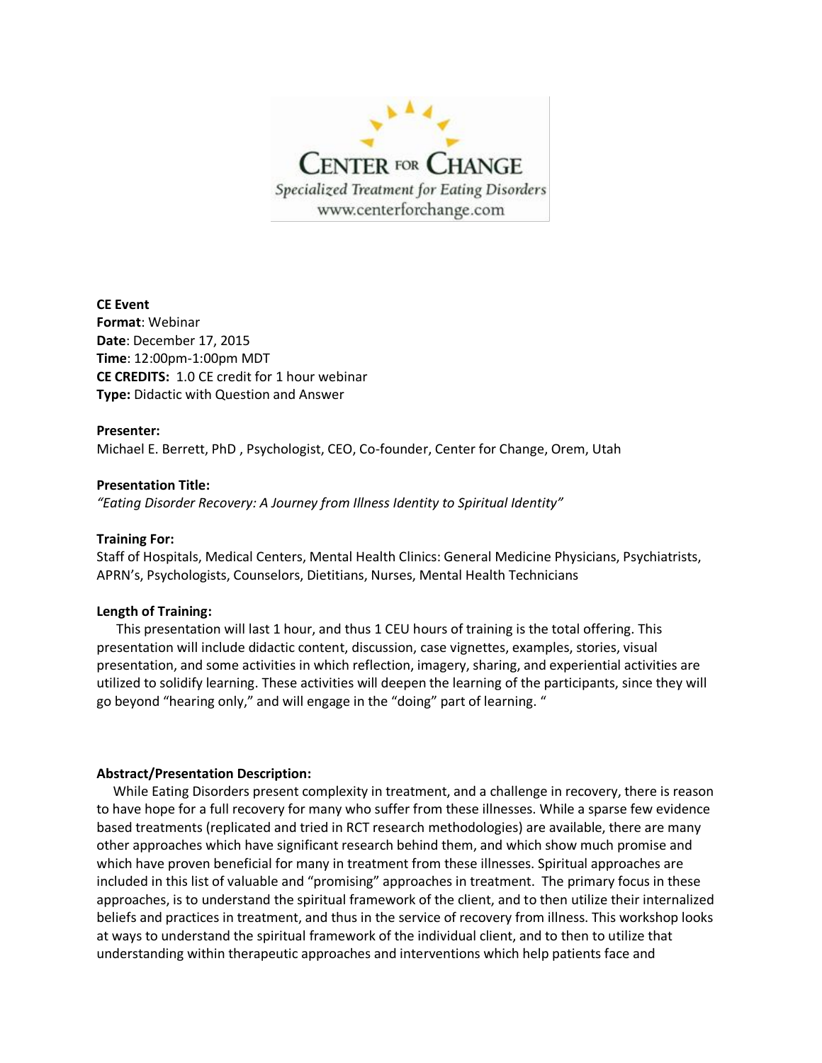**CENTER FOR CHANGE**

*Specialized Treatment for Eating Disorders*

www.centerforchange.com

**CE Event**
**Format**: Webinar
**Date**: December 17, 2015
**Time**: 12:00pm-1:00pm MDT
**CE CREDITS:** 1.0 CE credit for 1 hour webinar
**Type:** Didactic with Question and Answer

**Presenter:**
Michael E. Berrett, PhD , Psychologist, CEO, Co-founder, Center for Change, Orem, Utah

**Presentation Title:**
*"Eating Disorder Recovery: A Journey from Illness Identity to Spiritual Identity"*

**Training For:**
Staff of Hospitals, Medical Centers, Mental Health Clinics: General Medicine Physicians, Psychiatrists, APRN's, Psychologists, Counselors, Dietitians, Nurses, Mental Health Technicians

**Length of Training:**
This presentation will last 1 hour, and thus 1 CEU hours of training is the total offering. This presentation will include didactic content, discussion, case vignettes, examples, stories, visual presentation, and some activities in which reflection, imagery, sharing, and experiential activities are utilized to solidify learning. These activities will deepen the learning of the participants, since they will go beyond "hearing only," and will engage in the "doing" part of learning. "

**Abstract/Presentation Description:**
While Eating Disorders present complexity in treatment, and a challenge in recovery, there is reason to have hope for a full recovery for many who suffer from these illnesses. While a sparse few evidence based treatments (replicated and tried in RCT research methodologies) are available, there are many other approaches which have significant research behind them, and which show much promise and which have proven beneficial for many in treatment from these illnesses. Spiritual approaches are included in this list of valuable and "promising" approaches in treatment. The primary focus in these approaches, is to understand the spiritual framework of the client, and to then utilize their internalized beliefs and practices in treatment, and thus in the service of recovery from illness. This workshop looks at ways to understand the spiritual framework of the individual client, and to then to utilize that understanding within therapeutic approaches and interventions which help patients face and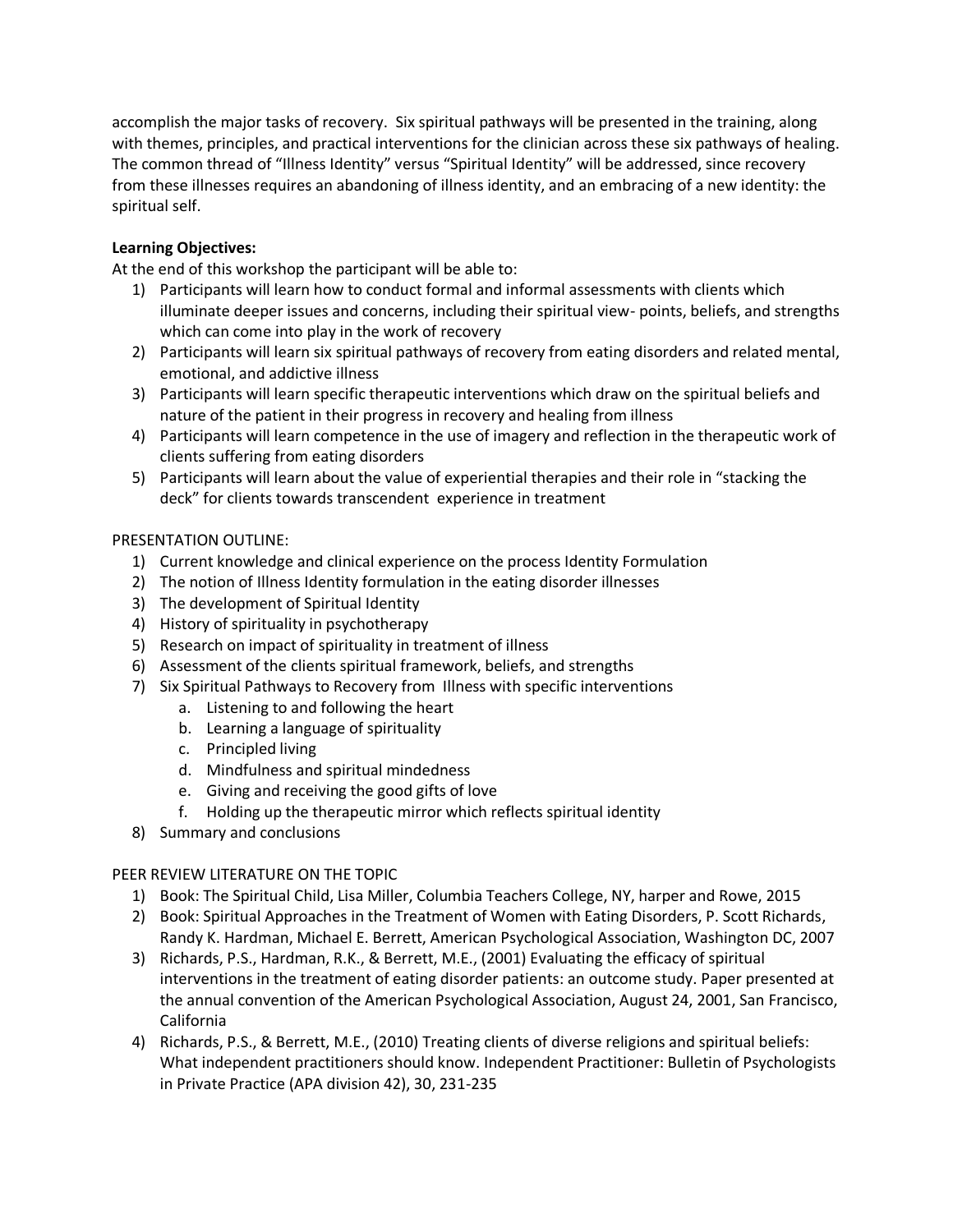accomplish the major tasks of recovery. Six spiritual pathways will be presented in the training, along with themes, principles, and practical interventions for the clinician across these six pathways of healing. The common thread of "Illness Identity" versus "Spiritual Identity" will be addressed, since recovery from these illnesses requires an abandoning of illness identity, and an embracing of a new identity: the spiritual self.

**Learning Objectives:**

At the end of this workshop the participant will be able to:

1) Participants will learn how to conduct formal and informal assessments with clients which illuminate deeper issues and concerns, including their spiritual view- points, beliefs, and strengths which can come into play in the work of recovery
2) Participants will learn six spiritual pathways of recovery from eating disorders and related mental, emotional, and addictive illness
3) Participants will learn specific therapeutic interventions which draw on the spiritual beliefs and nature of the patient in their progress in recovery and healing from illness
4) Participants will learn competence in the use of imagery and reflection in the therapeutic work of clients suffering from eating disorders
5) Participants will learn about the value of experiential therapies and their role in "stacking the deck" for clients towards transcendent experience in treatment

PRESENTATION OUTLINE:

1) Current knowledge and clinical experience on the process Identity Formulation
2) The notion of Illness Identity formulation in the eating disorder illnesses
3) The development of Spiritual Identity
4) History of spirituality in psychotherapy
5) Research on impact of spirituality in treatment of illness
6) Assessment of the clients spiritual framework, beliefs, and strengths
7) Six Spiritual Pathways to Recovery from Illness with specific interventions
   a. Listening to and following the heart
   b. Learning a language of spirituality
   c. Principled living
   d. Mindfulness and spiritual mindedness
   e. Giving and receiving the good gifts of love
   f. Holding up the therapeutic mirror which reflects spiritual identity
8) Summary and conclusions

PEER REVIEW LITERATURE ON THE TOPIC

1) Book: The Spiritual Child, Lisa Miller, Columbia Teachers College, NY, harper and Rowe, 2015
2) Book: Spiritual Approaches in the Treatment of Women with Eating Disorders, P. Scott Richards, Randy K. Hardman, Michael E. Berrett, American Psychological Association, Washington DC, 2007
3) Richards, P.S., Hardman, R.K., & Berrett, M.E., (2001) Evaluating the efficacy of spiritual interventions in the treatment of eating disorder patients: an outcome study. Paper presented at the annual convention of the American Psychological Association, August 24, 2001, San Francisco, California
4) Richards, P.S., & Berrett, M.E., (2010) Treating clients of diverse religions and spiritual beliefs: What independent practitioners should know. Independent Practitioner: Bulletin of Psychologists in Private Practice (APA division 42), 30, 231-235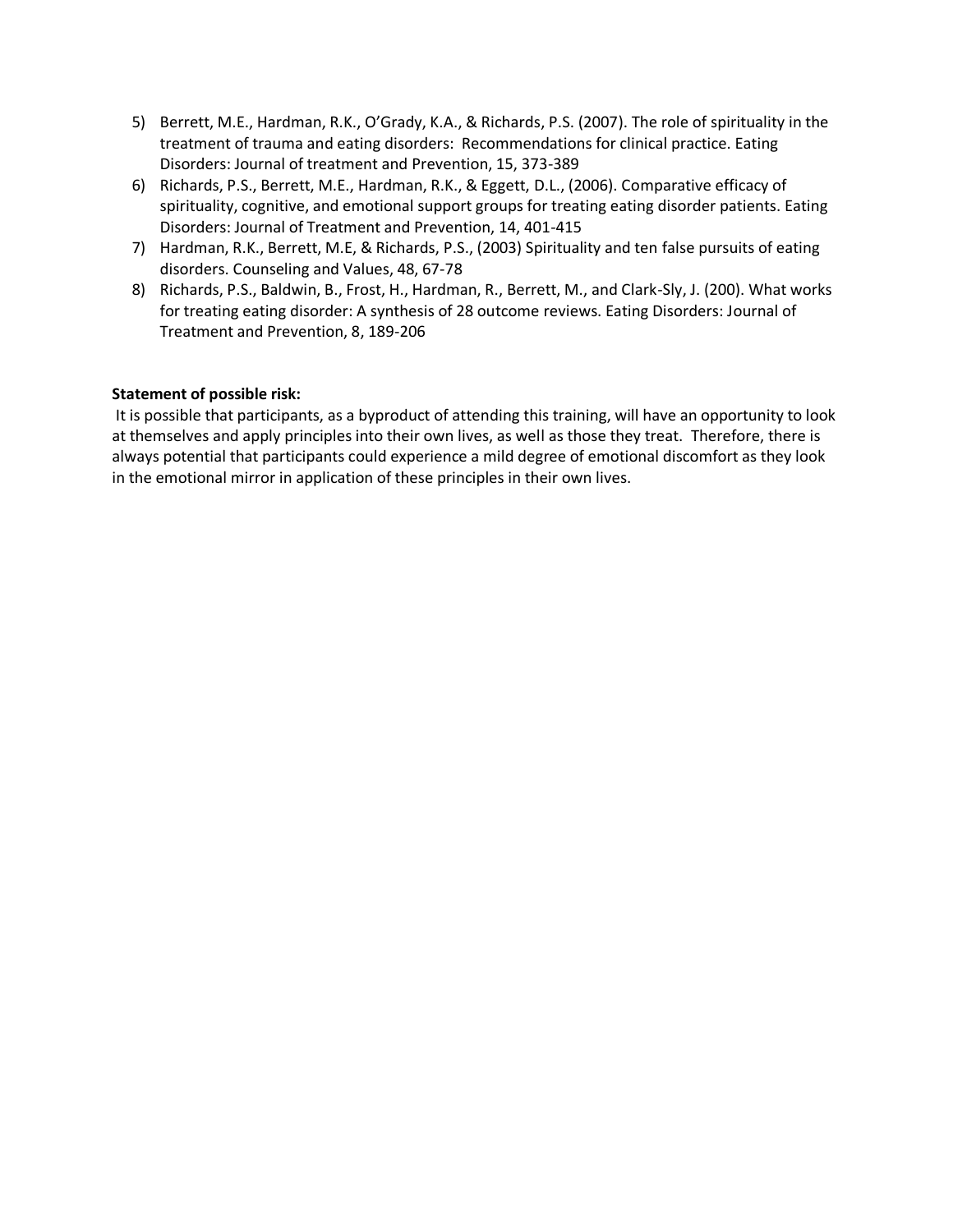5) Berrett, M.E., Hardman, R.K., O'Grady, K.A., & Richards, P.S. (2007). The role of spirituality in the treatment of trauma and eating disorders: Recommendations for clinical practice. Eating Disorders: Journal of treatment and Prevention, 15, 373-389
6) Richards, P.S., Berrett, M.E., Hardman, R.K., & Eggett, D.L., (2006). Comparative efficacy of spirituality, cognitive, and emotional support groups for treating eating disorder patients. Eating Disorders: Journal of Treatment and Prevention, 14, 401-415
7) Hardman, R.K., Berrett, M.E, & Richards, P.S., (2003) Spirituality and ten false pursuits of eating disorders. Counseling and Values, 48, 67-78
8) Richards, P.S., Baldwin, B., Frost, H., Hardman, R., Berrett, M., and Clark-Sly, J. (200). What works for treating eating disorder: A synthesis of 28 outcome reviews. Eating Disorders: Journal of Treatment and Prevention, 8, 189-206

**Statement of possible risk:**

It is possible that participants, as a byproduct of attending this training, will have an opportunity to look at themselves and apply principles into their own lives, as well as those they treat. Therefore, there is always potential that participants could experience a mild degree of emotional discomfort as they look in the emotional mirror in application of these principles in their own lives.